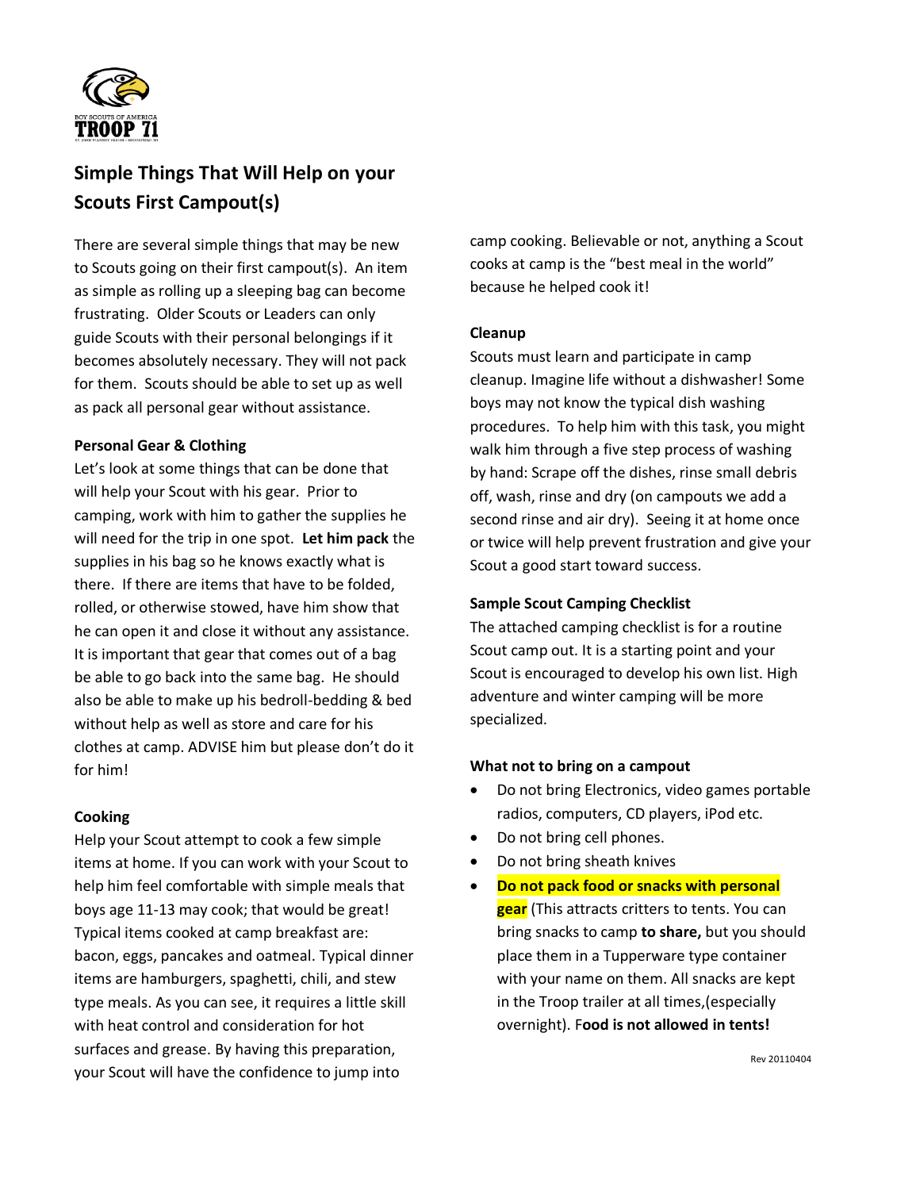# Simple Things That Will Help on your Scouts First Campout(s)

There are several simple things that may be new to Scouts going on their first campout(s). An item as simple as rolling up a sleeping bag can become frustrating. Older Scouts or Leaders can only guide Scouts with their personal belongings if it becomes absolutely necessary. They will not pack for them. Scouts should be able to set up as well as pack all personal gear without assistance.

### Personal Gear & Clothing

Let's look at some things that can be done that will help your Scout with his gear. Prior to camping, work with him to gather the supplies he will need for the trip in one spot. **Let him pack** the supplies in his bag so he knows exactly what is there. If there are items that have to be folded, rolled, or otherwise stowed, have him show that he can open it and close it without any assistance. It is important that gear that comes out of a bag be able to go back into the same bag. He should also be able to make up his bedroll-bedding & bed without help as well as store and care for his clothes at camp. ADVISE him but please don't do it for him!

### Cooking

Help your Scout attempt to cook a few simple items at home. If you can work with your Scout to help him feel comfortable with simple meals that boys age 11-13 may cook; that would be great! Typical items cooked at camp breakfast are: bacon, eggs, pancakes and oatmeal. Typical dinner items are hamburgers, spaghetti, chili, and stew type meals. As you can see, it requires a little skill with heat control and consideration for hot surfaces and grease. By having this preparation, your Scout will have the confidence to jump into camp cooking. Believable or not, anything a Scout cooks at camp is the "best meal in the world" because he helped cook it!

### Cleanup

Scouts must learn and participate in camp cleanup. Imagine life without a dishwasher! Some boys may not know the typical dish washing procedures. To help him with this task, you might walk him through a five step process of washing by hand: Scrape off the dishes, rinse small debris off, wash, rinse and dry (on campouts we add a second rinse and air dry). Seeing it at home once or twice will help prevent frustration and give your Scout a good start toward success.

### Sample Scout Camping Checklist

The attached camping checklist is for a routine Scout camp out. It is a starting point and your Scout is encouraged to develop his own list. High adventure and winter camping will be more specialized.

### What not to bring on a campout

- Do not bring Electronics, video games portable radios, computers, CD players, iPod etc.
- Do not bring cell phones.
- Do not bring sheath knives
- **Do not pack food or snacks with personal gear** (This attracts critters to tents. You can bring snacks to camp **to share,** but you should place them in a Tupperware type container with your name on them. All snacks are kept in the Troop trailer at all times,(especially overnight). F**ood is not allowed in tents!**

Rev 20110404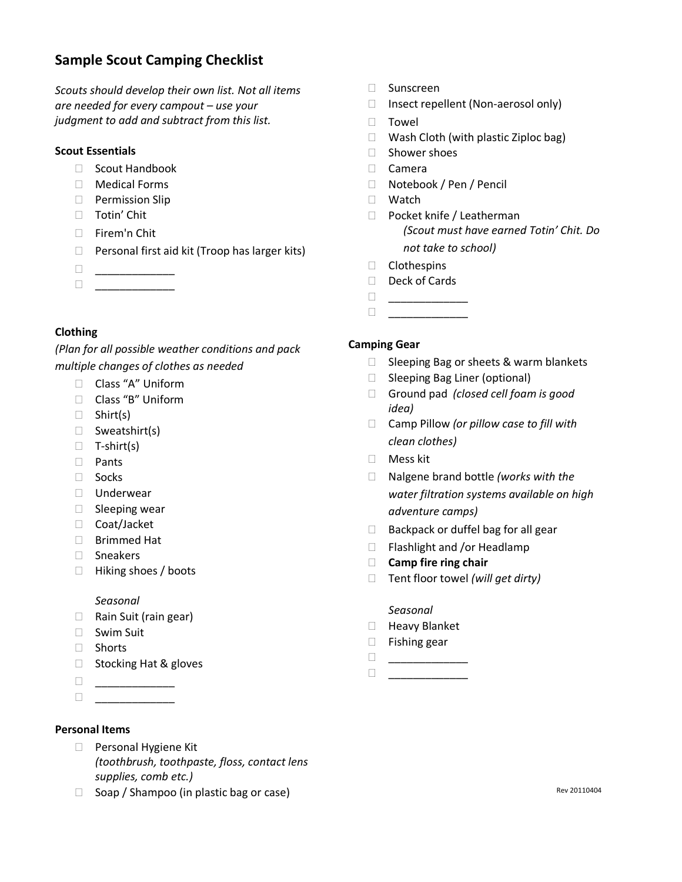# Sample Scout Camping Checklist

*Scouts should develop their own list. Not all items are needed for every campout – use your judgment to add and subtract from this list.*

**Scout Essentials**

- ☐ Scout Handbook
- ☐ Medical Forms
- ☐ Permission Slip
- ☐ Totin' Chit
- ☐ Firem'n Chit
- ☐ Personal first aid kit (Troop has larger kits)
- ☐ _____________
- ☐ _____________

**Clothing**

*(Plan for all possible weather conditions and pack multiple changes of clothes as needed*

- ☐ Class "A" Uniform
- ☐ Class "B" Uniform
- ☐ Shirt(s)
- ☐ Sweatshirt(s)
- ☐ T-shirt(s)
- ☐ Pants
- ☐ Socks
- ☐ Underwear
- ☐ Sleeping wear
- ☐ Coat/Jacket
- ☐ Brimmed Hat
- ☐ Sneakers
- ☐ Hiking shoes / boots

*Seasonal*

- ☐ Rain Suit (rain gear)
- ☐ Swim Suit
- ☐ Shorts
- ☐ Stocking Hat & gloves
- ☐ _____________
- ☐ _____________

**Personal Items**

- ☐ Personal Hygiene Kit *(toothbrush, toothpaste, floss, contact lens supplies, comb etc.)*
- ☐ Soap / Shampoo (in plastic bag or case)
- ☐ Sunscreen
- ☐ Insect repellent (Non-aerosol only)
- ☐ Towel
- ☐ Wash Cloth (with plastic Ziploc bag)
- ☐ Shower shoes
- ☐ Camera
- ☐ Notebook / Pen / Pencil
- ☐ Watch
- ☐ Pocket knife / Leatherman *(Scout must have earned Totin' Chit. Do not take to school)*
- ☐ Clothespins
- ☐ Deck of Cards
- ☐ _____________
- ☐ _____________

**Camping Gear**

- ☐ Sleeping Bag or sheets & warm blankets
- ☐ Sleeping Bag Liner (optional)
- ☐ Ground pad *(closed cell foam is good idea)*
- ☐ Camp Pillow *(or pillow case to fill with clean clothes)*
- ☐ Mess kit
- ☐ Nalgene brand bottle *(works with the water filtration systems available on high adventure camps)*
- ☐ Backpack or duffel bag for all gear
- ☐ Flashlight and /or Headlamp
- ☐ **Camp fire ring chair**
- ☐ Tent floor towel *(will get dirty)*

*Seasonal*

- ☐ Heavy Blanket
- ☐ Fishing gear
- ☐ _____________
- ☐ _____________

Rev 20110404